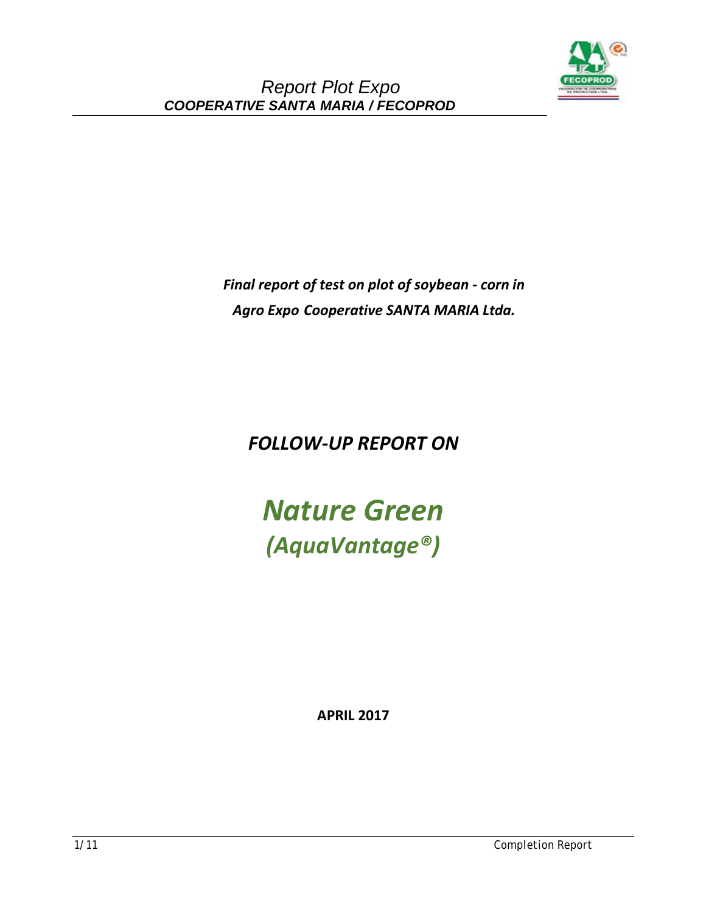*Report Plot Expo*
***COOPERATIVE SANTA MARIA / FECOPROD***

***Final report of test on plot of soybean - corn in Agro Expo Cooperative SANTA MARIA Ltda.***

# *FOLLOW-UP REPORT ON*

# *Nature Green*
## *(AquaVantage®)*

**APRIL 2017**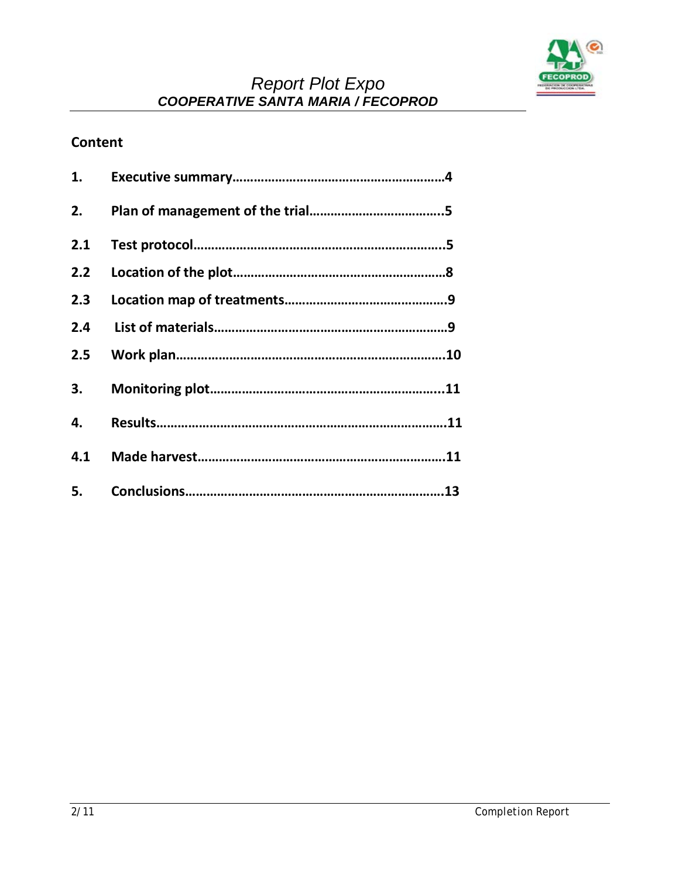## Content

1. **Executive summary……………………………………………………4**
2. **Plan of management of the trial………………………………..5**

**2.1 Test protocol……………………………………………………………..5**

**2.2 Location of the plot……………………………………………………8**

**2.3 Location map of treatments………………………………………9**

**2.4 List of materials…………………………………………………………9**

**2.5 Work plan…………………………………………………………………10**

3. **Monitoring plot…………………………………………………………..11**
4. **Results………………………………………………………………………11**

**4.1 Made harvest…………………………………………………………….11**

5. **Conclusions………………………………………………………………..13**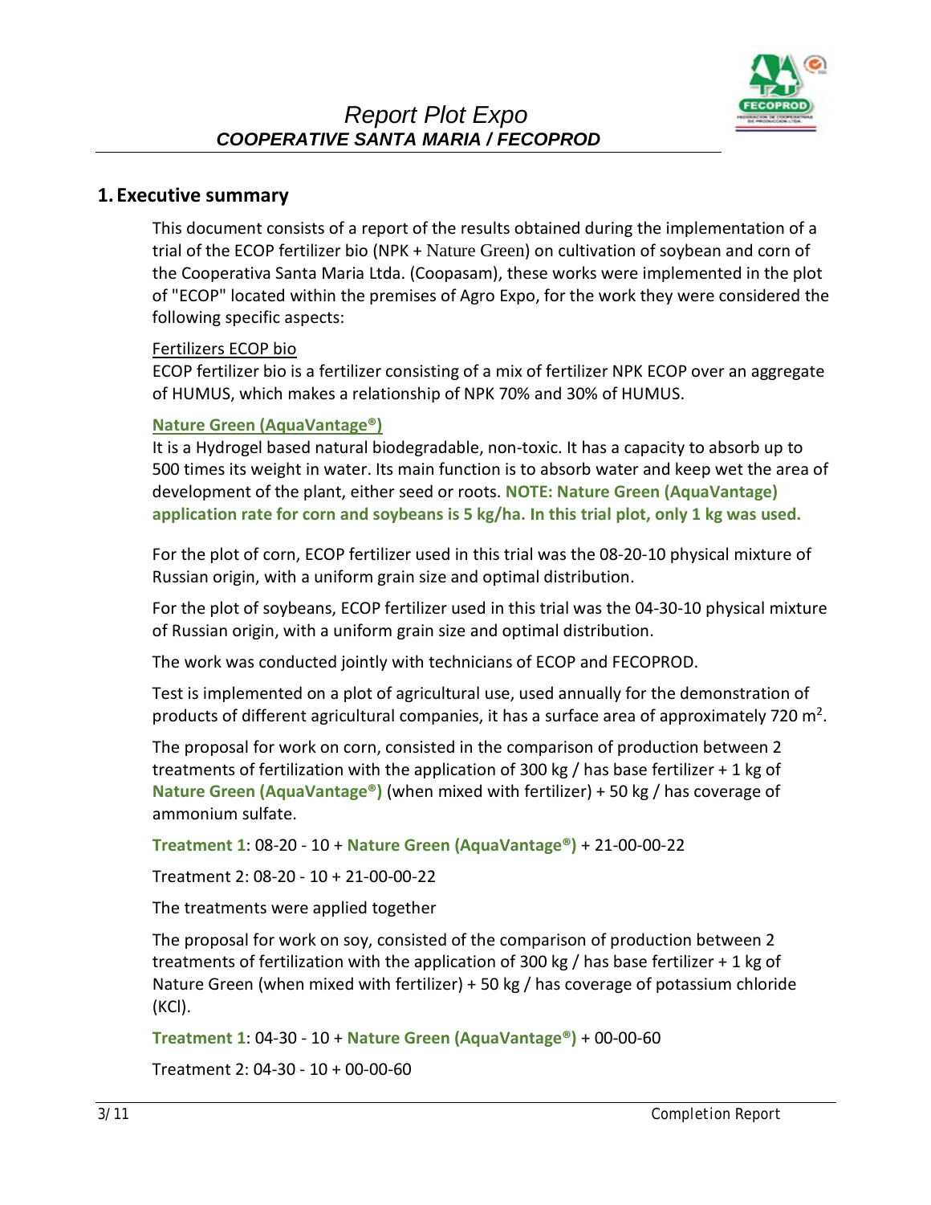# Report Plot Expo
## COOPERATIVE SANTA MARIA / FECOPROD

## 1. Executive summary

This document consists of a report of the results obtained during the implementation of a trial of the ECOP fertilizer bio (NPK + Nature Green) on cultivation of soybean and corn of the Cooperativa Santa Maria Ltda. (Coopasam), these works were implemented in the plot of "ECOP" located within the premises of Agro Expo, for the work they were considered the following specific aspects:

Fertilizers ECOP bio

ECOP fertilizer bio is a fertilizer consisting of a mix of fertilizer NPK ECOP over an aggregate of HUMUS, which makes a relationship of NPK 70% and 30% of HUMUS.

**Nature Green (AquaVantage®)**

It is a Hydrogel based natural biodegradable, non-toxic. It has a capacity to absorb up to 500 times its weight in water. Its main function is to absorb water and keep wet the area of development of the plant, either seed or roots. **NOTE: Nature Green (AquaVantage) application rate for corn and soybeans is 5 kg/ha. In this trial plot, only 1 kg was used.**

For the plot of corn, ECOP fertilizer used in this trial was the 08-20-10 physical mixture of Russian origin, with a uniform grain size and optimal distribution.

For the plot of soybeans, ECOP fertilizer used in this trial was the 04-30-10 physical mixture of Russian origin, with a uniform grain size and optimal distribution.

The work was conducted jointly with technicians of ECOP and FECOPROD.

Test is implemented on a plot of agricultural use, used annually for the demonstration of products of different agricultural companies, it has a surface area of approximately 720 $m^2$.

The proposal for work on corn, consisted in the comparison of production between 2 treatments of fertilization with the application of 300 kg / has base fertilizer + 1 kg of **Nature Green (AquaVantage®)** (when mixed with fertilizer) + 50 kg / has coverage of ammonium sulfate.

**Treatment 1**: 08-20 - 10 + **Nature Green (AquaVantage®)** + 21-00-00-22

Treatment 2: 08-20 - 10 + 21-00-00-22

The treatments were applied together

The proposal for work on soy, consisted of the comparison of production between 2 treatments of fertilization with the application of 300 kg / has base fertilizer + 1 kg of Nature Green (when mixed with fertilizer) + 50 kg / has coverage of potassium chloride (KCl).

**Treatment 1**: 04-30 - 10 + **Nature Green (AquaVantage®)** + 00-00-60

Treatment 2: 04-30 - 10 + 00-00-60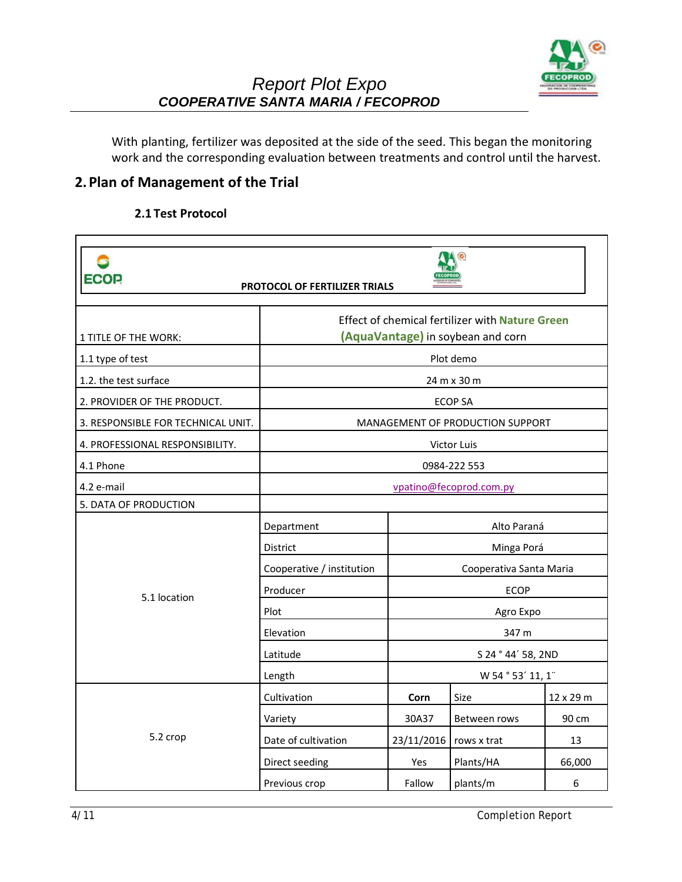With planting, fertilizer was deposited at the side of the seed. This began the monitoring work and the corresponding evaluation between treatments and control until the harvest.

## 2. Plan of Management of the Trial

### 2.1 Test Protocol

**PROTOCOL OF FERTILIZER TRIALS**

| | | | | |
|---|---|---|---|---|
| 1 TITLE OF THE WORK: | Effect of chemical fertilizer with **Nature Green (AquaVantage)** in soybean and corn | | | |
| 1.1 type of test | Plot demo | | | |
| 1.2. the test surface | 24 m x 30 m | | | |
| 2. PROVIDER OF THE PRODUCT. | ECOP SA | | | |
| 3. RESPONSIBLE FOR TECHNICAL UNIT. | MANAGEMENT OF PRODUCTION SUPPORT | | | |
| 4. PROFESSIONAL RESPONSIBILITY. | Victor Luis | | | |
| 4.1 Phone | 0984-222 553 | | | |
| 4.2 e-mail | vpatino@fecoprod.com.py | | | |
| 5. DATA OF PRODUCTION | | | | |
| 5.1 location | Department | Alto Paraná | | |
| | District | Minga Porá | | |
| | Cooperative / institution | Cooperativa Santa Maria | | |
| | Producer | ECOP | | |
| | Plot | Agro Expo | | |
| | Elevation | 347 m | | |
| | Latitude | S 24 ° 44´ 58, 2ND | | |
| | Length | W 54 ° 53´ 11, 1¨ | | |
| 5.2 crop | Cultivation | **Corn** | Size | 12 x 29 m |
| | Variety | 30A37 | Between rows | 90 cm |
| | Date of cultivation | 23/11/2016 | rows x trat | 13 |
| | Direct seeding | Yes | Plants/HA | 66,000 |
| | Previous crop | Fallow | plants/m | 6 |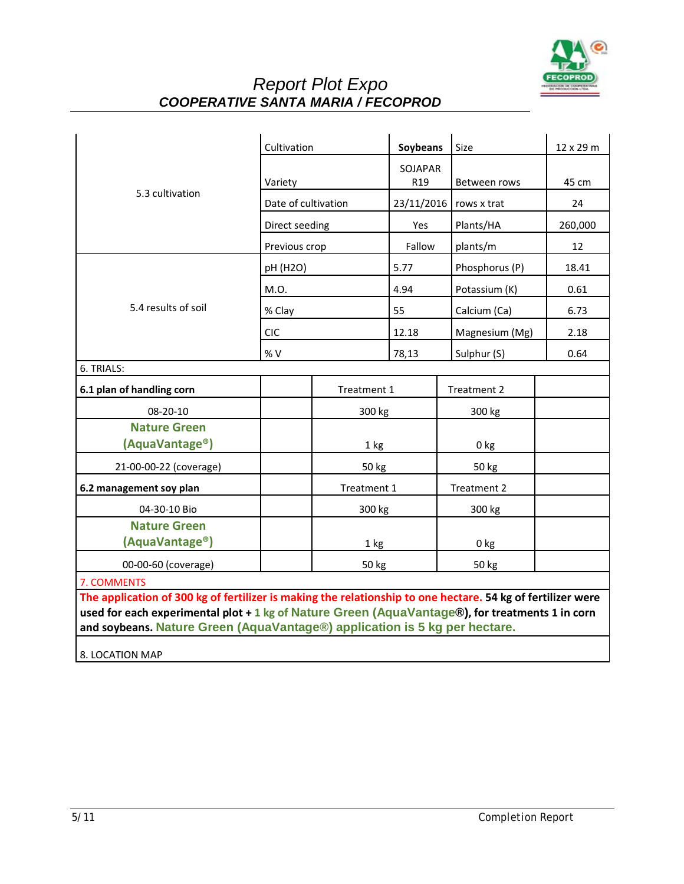# Report Plot Expo

## *COOPERATIVE SANTA MARIA / FECOPROD*

| | | | | |
|---|---|---|---|---|
| 5.3 cultivation | Cultivation | **Soybeans** | Size | 12 x 29 m |
| | Variety | SOJAPAR R19 | Between rows | 45 cm |
| | Date of cultivation | 23/11/2016 | rows x trat | 24 |
| | Direct seeding | Yes | Plants/HA | 260,000 |
| | Previous crop | Fallow | plants/m | 12 |
| 5.4 results of soil | pH (H2O) | 5.77 | Phosphorus (P) | 18.41 |
| | M.O. | 4.94 | Potassium (K) | 0.61 |
| | % Clay | 55 | Calcium (Ca) | 6.73 |
| | CIC | 12.18 | Magnesium (Mg) | 2.18 |
| | % V | 78,13 | Sulphur (S) | 0.64 |

6. TRIALS:

| | | | | |
|---|---|---|---|---|
| **6.1 plan of handling corn** | | Treatment 1 | Treatment 2 | |
| 08-20-10 | | 300 kg | 300 kg | |
| **Nature Green (AquaVantage®)** | | 1 kg | 0 kg | |
| 21-00-00-22 (coverage) | | 50 kg | 50 kg | |
| **6.2 management soy plan** | | Treatment 1 | Treatment 2 | |
| 04-30-10 Bio | | 300 kg | 300 kg | |
| **Nature Green (AquaVantage®)** | | 1 kg | 0 kg | |
| 00-00-60 (coverage) | | 50 kg | 50 kg | |

7. COMMENTS

**The application of 300 kg of fertilizer is making the relationship to one hectare. 54 kg of fertilizer were used for each experimental plot + 1 kg of Nature Green (AquaVantage®), for treatments 1 in corn and soybeans. Nature Green (AquaVantage®) application is 5 kg per hectare.**

8. LOCATION MAP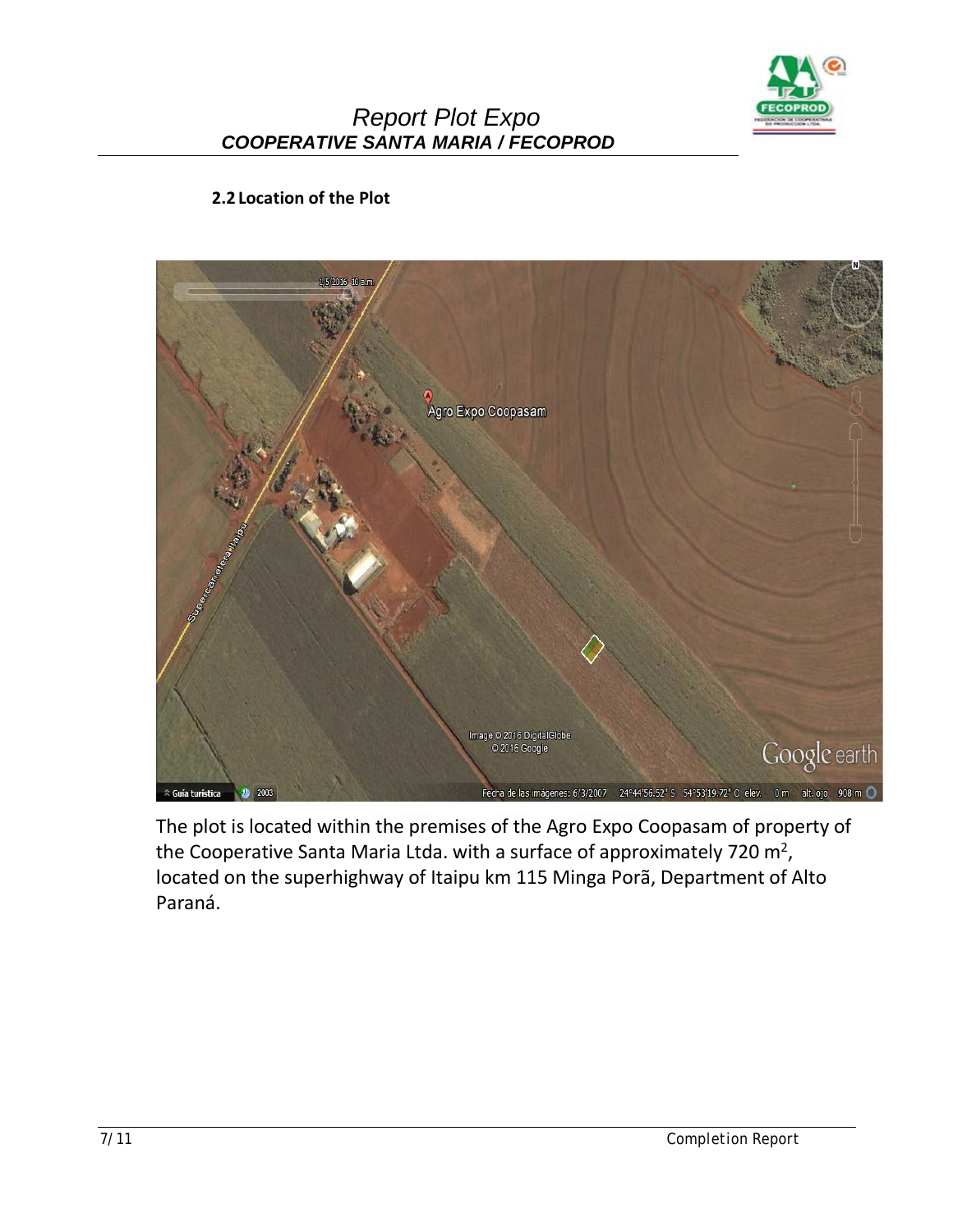## 2.2 Location of the Plot

The plot is located within the premises of the Agro Expo Coopasam of property of the Cooperative Santa Maria Ltda. with a surface of approximately 720 $m^2$, located on the superhighway of Itaipu km 115 Minga Porã, Department of Alto Paraná.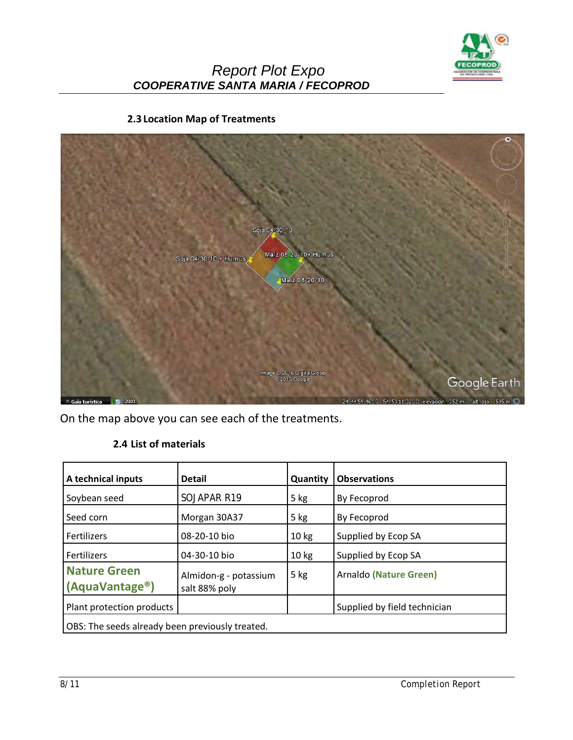## 2.3 Location Map of Treatments

On the map above you can see each of the treatments.

## 2.4 List of materials

| A technical inputs | Detail | Quantity | Observations |
|---|---|---|---|
| Soybean seed | SOJ APAR R19 | 5 kg | By Fecoprod |
| Seed corn | Morgan 30A37 | 5 kg | By Fecoprod |
| Fertilizers | 08-20-10 bio | 10 kg | Supplied by Ecop SA |
| Fertilizers | 04-30-10 bio | 10 kg | Supplied by Ecop SA |
| **Nature Green (AquaVantage®)** | Almidon-g - potassium salt 88% poly | 5 kg | Arnaldo **(Nature Green)** |
| Plant protection products | | | Supplied by field technician |
| OBS: The seeds already been previously treated. | | | |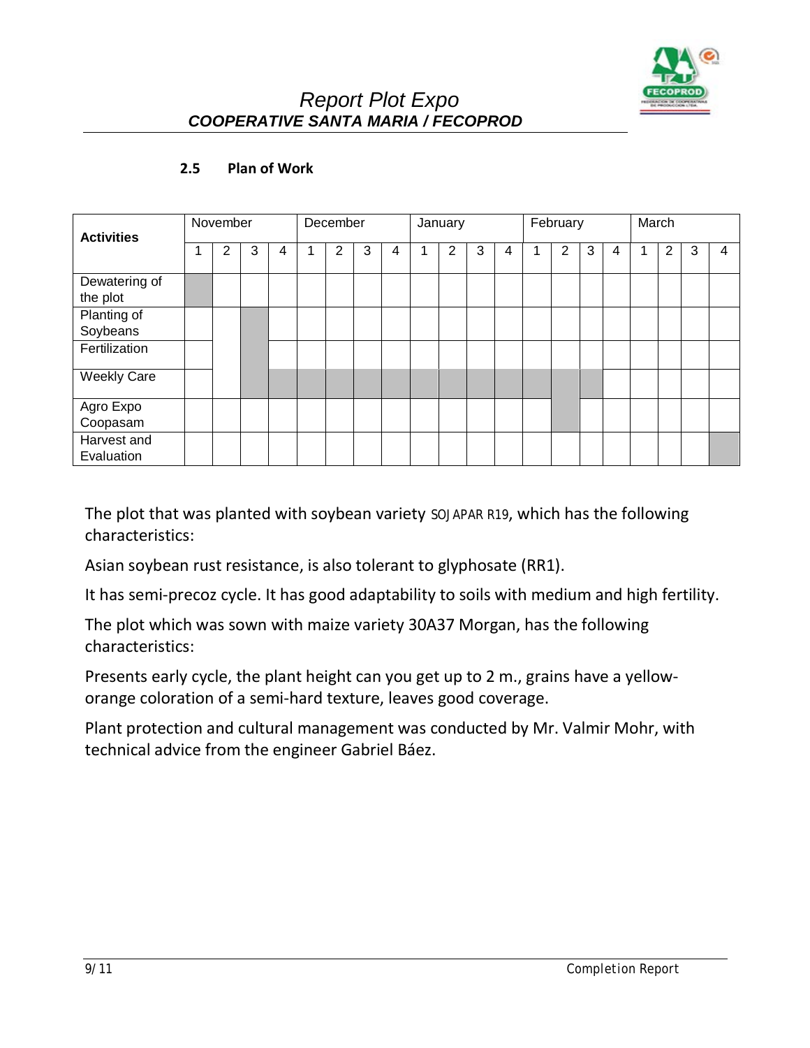### 2.5 Plan of Work

| Activities | November | | | | December | | | | January | | | | February | | | | March | | | |
|---|---|---|---|---|---|---|---|---|---|---|---|---|---|---|---|---|---|---|---|---|
| | 1 | 2 | 3 | 4 | 1 | 2 | 3 | 4 | 1 | 2 | 3 | 4 | 1 | 2 | 3 | 4 | 1 | 2 | 3 | 4 |
| Dewatering of the plot | X | | | | | | | | | | | | | | | | | | | |
| Planting of Soybeans | | | X | | | | | | | | | | | | | | | | | |
| Fertilization | | | X | | | | | | | | | | | | | | | | | |
| Weekly Care | | | X | X | X | X | X | X | X | X | X | X | X | X | X | | | | | |
| Agro Expo Coopasam | | | | | | | | | | | | | | X | | | | | | |
| Harvest and Evaluation | | | | | | | | | | | | | | | | | | | | X |

The plot that was planted with soybean variety SOJAPAR R19, which has the following characteristics:

Asian soybean rust resistance, is also tolerant to glyphosate (RR1).

It has semi-precoz cycle. It has good adaptability to soils with medium and high fertility.

The plot which was sown with maize variety 30A37 Morgan, has the following characteristics:

Presents early cycle, the plant height can you get up to 2 m., grains have a yellow-orange coloration of a semi-hard texture, leaves good coverage.

Plant protection and cultural management was conducted by Mr. Valmir Mohr, with technical advice from the engineer Gabriel Báez.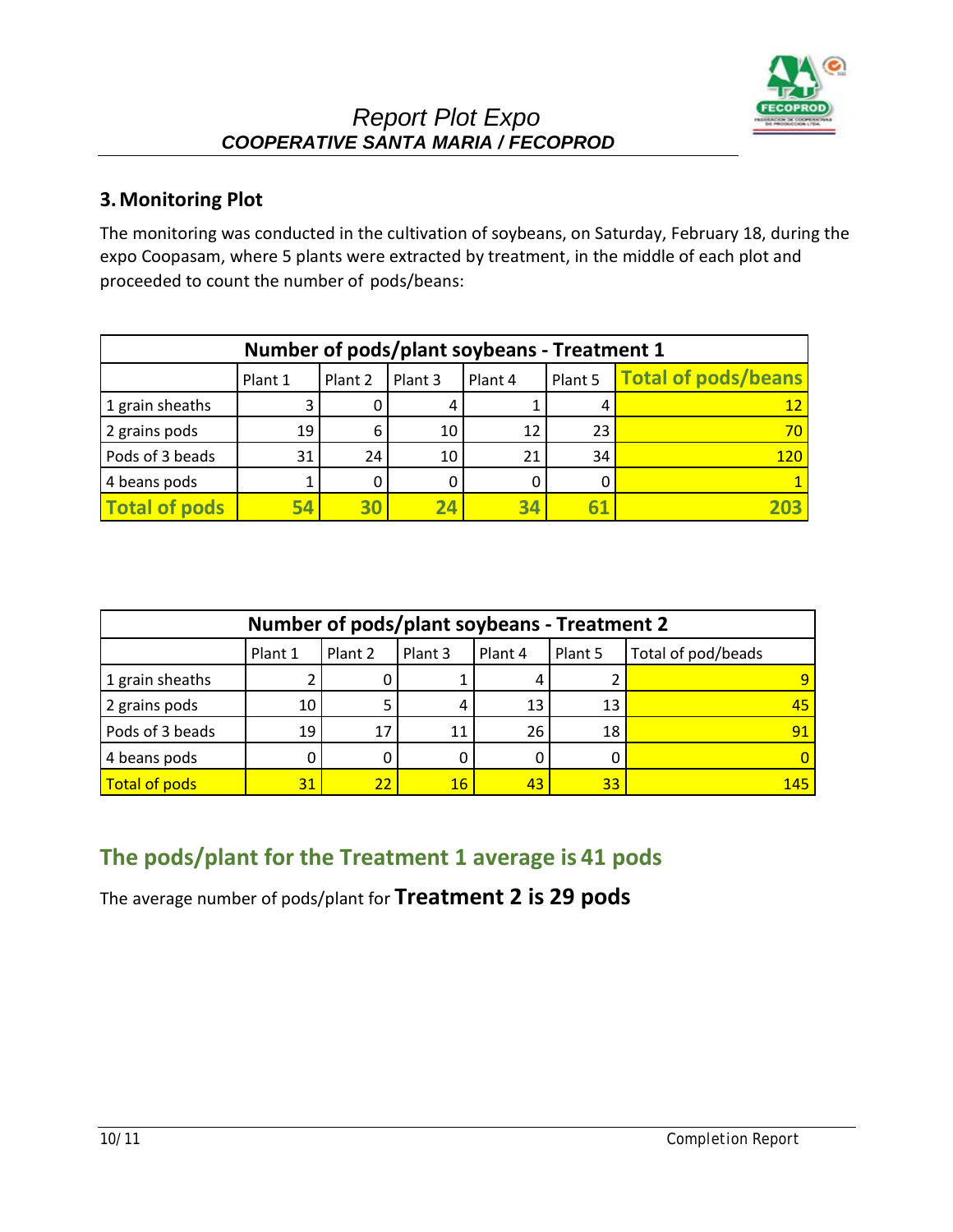## 3. Monitoring Plot

The monitoring was conducted in the cultivation of soybeans, on Saturday, February 18, during the expo Coopasam, where 5 plants were extracted by treatment, in the middle of each plot and proceeded to count the number of pods/beans:

| Number of pods/plant soybeans - Treatment 1 | | | | | | |
|---|---|---|---|---|---|---|
| | Plant 1 | Plant 2 | Plant 3 | Plant 4 | Plant 5 | Total of pods/beans |
| 1 grain sheaths | 3 | 0 | 4 | 1 | 4 | 12 |
| 2 grains pods | 19 | 6 | 10 | 12 | 23 | 70 |
| Pods of 3 beads | 31 | 24 | 10 | 21 | 34 | 120 |
| 4 beans pods | 1 | 0 | 0 | 0 | 0 | 1 |
| **Total of pods** | **54** | **30** | **24** | **34** | **61** | **203** |

| Number of pods/plant soybeans - Treatment 2 | | | | | | |
|---|---|---|---|---|---|---|
| | Plant 1 | Plant 2 | Plant 3 | Plant 4 | Plant 5 | Total of pod/beads |
| 1 grain sheaths | 2 | 0 | 1 | 4 | 2 | 9 |
| 2 grains pods | 10 | 5 | 4 | 13 | 13 | 45 |
| Pods of 3 beads | 19 | 17 | 11 | 26 | 18 | 91 |
| 4 beans pods | 0 | 0 | 0 | 0 | 0 | 0 |
| Total of pods | 31 | 22 | 16 | 43 | 33 | 145 |

### The pods/plant for the Treatment 1 average is 41 pods

The average number of pods/plant for **Treatment 2 is 29 pods**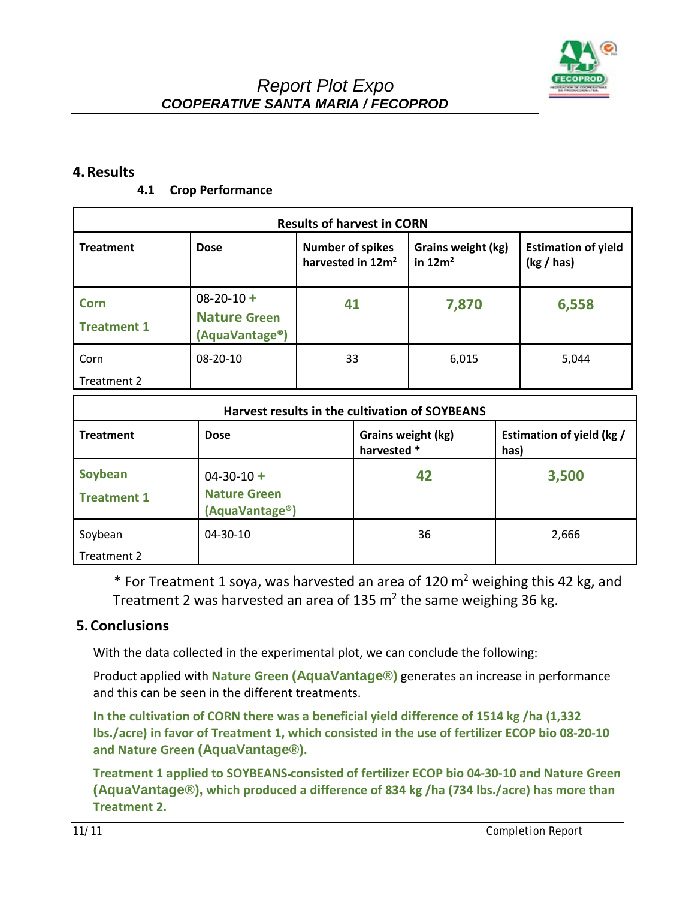## 4. Results

### 4.1 Crop Performance

| Results of harvest in CORN | | | | |
|---|---|---|---|---|
| **Treatment** | **Dose** | **Number of spikes harvested in 12m²** | **Grains weight (kg) in 12m²** | **Estimation of yield (kg / has)** |
| **Corn Treatment 1** | 08-20-10 + **Nature Green (AquaVantage®)** | **41** | **7,870** | **6,558** |
| Corn Treatment 2 | 08-20-10 | 33 | 6,015 | 5,044 |

| Harvest results in the cultivation of SOYBEANS | | | |
|---|---|---|---|
| **Treatment** | **Dose** | **Grains weight (kg) harvested \*** | **Estimation of yield (kg / has)** |
| **Soybean Treatment 1** | 04-30-10 + **Nature Green (AquaVantage®)** | **42** | **3,500** |
| Soybean Treatment 2 | 04-30-10 | 36 | 2,666 |

\* For Treatment 1 soya, was harvested an area of 120 m² weighing this 42 kg, and Treatment 2 was harvested an area of 135 m² the same weighing 36 kg.

## 5. Conclusions

With the data collected in the experimental plot, we can conclude the following:

Product applied with **Nature Green (AquaVantage®)** generates an increase in performance and this can be seen in the different treatments.

**In the cultivation of CORN there was a beneficial yield difference of 1514 kg /ha (1,332 lbs./acre) in favor of Treatment 1, which consisted in the use of fertilizer ECOP bio 08-20-10 and Nature Green (AquaVantage®).**

**Treatment 1 applied to SOYBEANS consisted of fertilizer ECOP bio 04-30-10 and Nature Green (AquaVantage®), which produced a difference of 834 kg /ha (734 lbs./acre) has more than Treatment 2.**